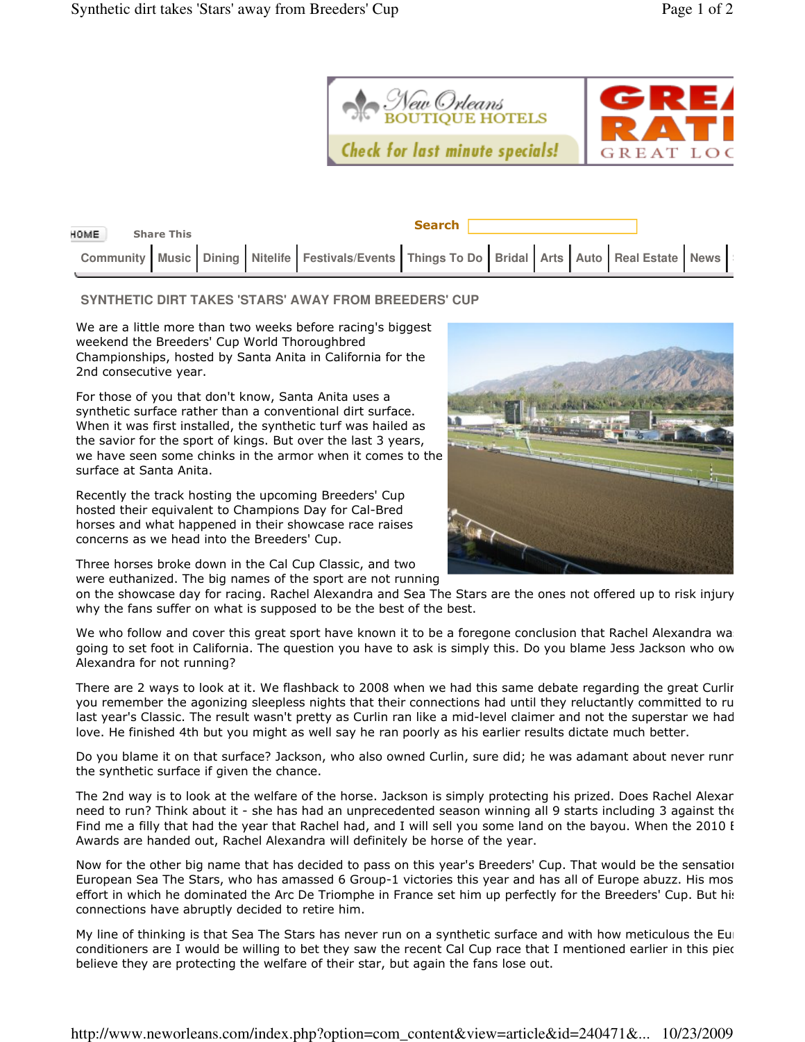HOME Share This

Search

Community | Music | Dining | Nitelife | Festivals/Events | Things To Do | Bridal | Arts | Auto | Real Estate | News

## SYNTHETIC DIRT TAKES 'STARS' AWAY FROM BREEDERS' CUP

We are a little more than two weeks before racing's biggest weekend the Breeders' Cup World Thoroughbred Championships, hosted by Santa Anita in California for the 2nd consecutive year.

For those of you that don't know, Santa Anita uses a synthetic surface rather than a conventional dirt surface. When it was first installed, the synthetic turf was hailed as the savior for the sport of kings. But over the last 3 years, we have seen some chinks in the armor when it comes to the surface at Santa Anita.

Recently the track hosting the upcoming Breeders' Cup hosted their equivalent to Champions Day for Cal-Bred horses and what happened in their showcase race raises concerns as we head into the Breeders' Cup.

Three horses broke down in the Cal Cup Classic, and two were euthanized. The big names of the sport are not running on the showcase day for racing. Rachel Alexandra and Sea The Stars are the ones not offered up to risk injury why the fans suffer on what is supposed to be the best of the best.

We who follow and cover this great sport have known it to be a foregone conclusion that Rachel Alexandra wa going to set foot in California. The question you have to ask is simply this. Do you blame Jess Jackson who ow Alexandra for not running?

There are 2 ways to look at it. We flashback to 2008 when we had this same debate regarding the great Curlir you remember the agonizing sleepless nights that their connections had until they reluctantly committed to ru last year's Classic. The result wasn't pretty as Curlin ran like a mid-level claimer and not the superstar we had love. He finished 4th but you might as well say he ran poorly as his earlier results dictate much better.

Do you blame it on that surface? Jackson, who also owned Curlin, sure did; he was adamant about never runr the synthetic surface if given the chance.

The 2nd way is to look at the welfare of the horse. Jackson is simply protecting his prized. Does Rachel Alexar need to run? Think about it - she has had an unprecedented season winning all 9 starts including 3 against the Find me a filly that had the year that Rachel had, and I will sell you some land on the bayou. When the 2010 E Awards are handed out, Rachel Alexandra will definitely be horse of the year.

Now for the other big name that has decided to pass on this year's Breeders' Cup. That would be the sensatior European Sea The Stars, who has amassed 6 Group-1 victories this year and has all of Europe abuzz. His mos effort in which he dominated the Arc De Triomphe in France set him up perfectly for the Breeders' Cup. But his connections have abruptly decided to retire him.

My line of thinking is that Sea The Stars has never run on a synthetic surface and with how meticulous the Eu conditioners are I would be willing to bet they saw the recent Cal Cup race that I mentioned earlier in this pie believe they are protecting the welfare of their star, but again the fans lose out.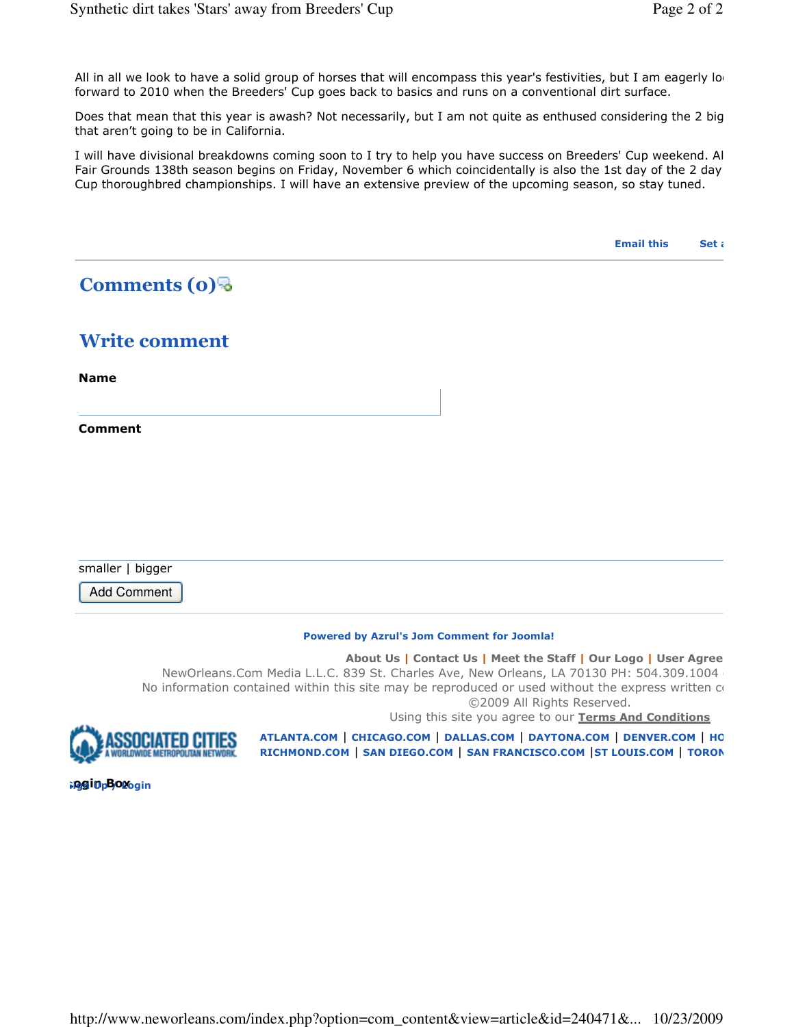All in all we look to have a solid group of horses that will encompass this year's festivities, but I am eagerly lo forward to 2010 when the Breeders' Cup goes back to basics and runs on a conventional dirt surface.

Does that mean that this year is awash? Not necessarily, but I am not quite as enthused considering the 2 big that aren't going to be in California.

I will have divisional breakdowns coming soon to I try to help you have success on Breeders' Cup weekend. Al Fair Grounds 138th season begins on Friday, November 6 which coincidentally is also the 1st day of the 2 day Cup thoroughbred championships. I will have an extensive preview of the upcoming season, so stay tuned.

**Email this** **Set a**

## Comments (0)

## Write comment

**Name**

**Comment**

smaller | bigger

Add Comment

**Powered by Azrul's Jom Comment for Joomla!**

**About Us** | **Contact Us** | **Meet the Staff** | **Our Logo** | **User Agree**

NewOrleans.Com Media L.L.C. 839 St. Charles Ave, New Orleans, LA 70130 PH: 504.309.1004

No information contained within this site may be reproduced or used without the express written c

©2009 All Rights Reserved.

Using this site you agree to our **Terms And Conditions**

ASSOCIATED CITIES A WORLDWIDE METROPOLITAN NETWORK.

**ATLANTA.COM** | **CHICAGO.COM** | **DALLAS.COM** | **DAYTONA.COM** | **DENVER.COM** | **HO** **RICHMOND.COM** | **SAN DIEGO.COM** | **SAN FRANCISCO.COM** | **ST LOUIS.COM** | **TORON**

**Login Box**

**Sign Up / Login**